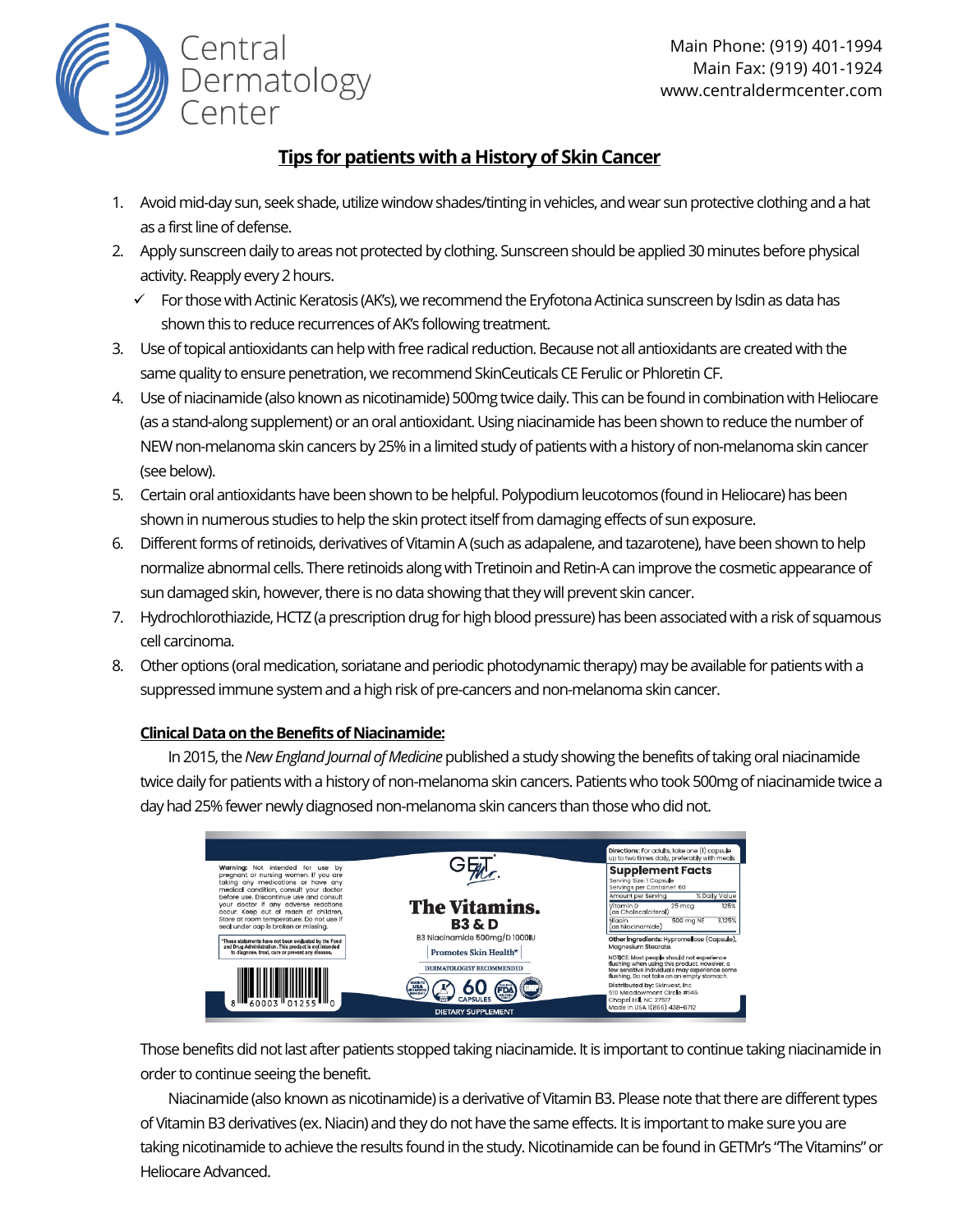Central Dermatology Center

Main Phone: (919) 401-1994
Main Fax: (919) 401-1924
www.centraldermcenter.com

## Tips for patients with a History of Skin Cancer

1. Avoid mid-day sun, seek shade, utilize window shades/tinting in vehicles, and wear sun protective clothing and a hat as a first line of defense.
2. Apply sunscreen daily to areas not protected by clothing. Sunscreen should be applied 30 minutes before physical activity. Reapply every 2 hours.
   - ✓ For those with Actinic Keratosis (AK's), we recommend the Eryfotona Actinica sunscreen by Isdin as data has shown this to reduce recurrences of AK's following treatment.
3. Use of topical antioxidants can help with free radical reduction. Because not all antioxidants are created with the same quality to ensure penetration, we recommend SkinCeuticals CE Ferulic or Phloretin CF.
4. Use of niacinamide (also known as nicotinamide) 500mg twice daily. This can be found in combination with Heliocare (as a stand-along supplement) or an oral antioxidant. Using niacinamide has been shown to reduce the number of NEW non-melanoma skin cancers by 25% in a limited study of patients with a history of non-melanoma skin cancer (see below).
5. Certain oral antioxidants have been shown to be helpful. Polypodium leucotomos (found in Heliocare) has been shown in numerous studies to help the skin protect itself from damaging effects of sun exposure.
6. Different forms of retinoids, derivatives of Vitamin A (such as adapalene, and tazarotene), have been shown to help normalize abnormal cells. There retinoids along with Tretinoin and Retin-A can improve the cosmetic appearance of sun damaged skin, however, there is no data showing that they will prevent skin cancer.
7. Hydrochlorothiazide, HCTZ (a prescription drug for high blood pressure) has been associated with a risk of squamous cell carcinoma.
8. Other options (oral medication, soriatane and periodic photodynamic therapy) may be available for patients with a suppressed immune system and a high risk of pre-cancers and non-melanoma skin cancer.

**Clinical Data on the Benefits of Niacinamide:**

In 2015, the *New England Journal of Medicine* published a study showing the benefits of taking oral niacinamide twice daily for patients with a history of non-melanoma skin cancers. Patients who took 500mg of niacinamide twice a day had 25% fewer newly diagnosed non-melanoma skin cancers than those who did not.

Those benefits did not last after patients stopped taking niacinamide. It is important to continue taking niacinamide in order to continue seeing the benefit.

Niacinamide (also known as nicotinamide) is a derivative of Vitamin B3. Please note that there are different types of Vitamin B3 derivatives (ex. Niacin) and they do not have the same effects. It is important to make sure you are taking nicotinamide to achieve the results found in the study. Nicotinamide can be found in GETMr's "The Vitamins" or Heliocare Advanced.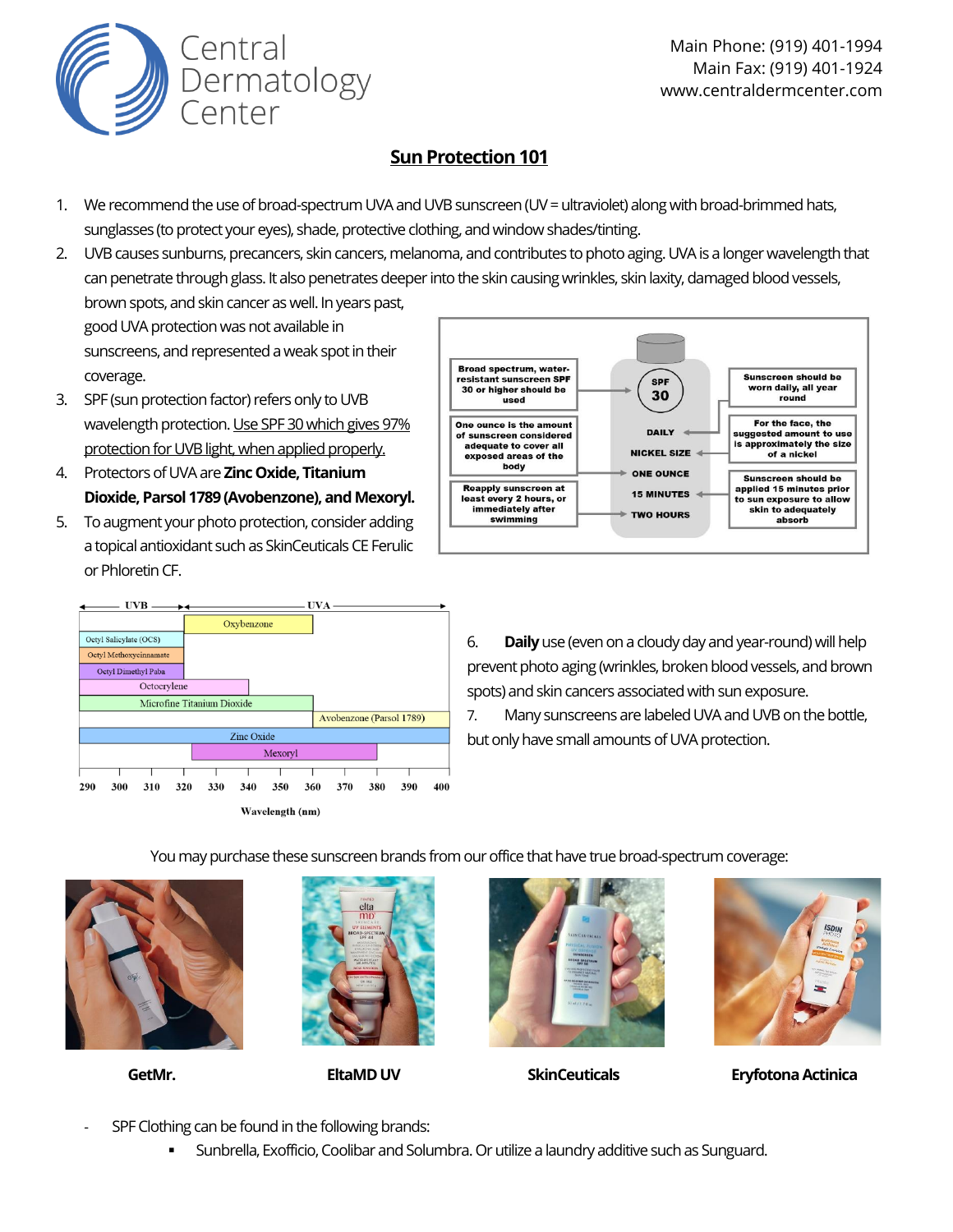Central Dermatology Center

Main Phone: (919) 401-1994
Main Fax: (919) 401-1924
www.centraldermcenter.com

# Sun Protection 101

1. We recommend the use of broad-spectrum UVA and UVB sunscreen (UV = ultraviolet) along with broad-brimmed hats, sunglasses (to protect your eyes), shade, protective clothing, and window shades/tinting.
2. UVB causes sunburns, precancers, skin cancers, melanoma, and contributes to photo aging. UVA is a longer wavelength that can penetrate through glass. It also penetrates deeper into the skin causing wrinkles, skin laxity, damaged blood vessels, brown spots, and skin cancer as well. In years past, good UVA protection was not available in sunscreens, and represented a weak spot in their coverage.
3. SPF (sun protection factor) refers only to UVB wavelength protection. Use SPF 30 which gives 97% protection for UVB light, when applied properly.
4. Protectors of UVA are **Zinc Oxide, Titanium Dioxide, Parsol 1789 (Avobenzone), and Mexoryl.**
5. To augment your photo protection, consider adding a topical antioxidant such as SkinCeuticals CE Ferulic or Phloretin CF.

Broad spectrum, water-resistant sunscreen SPF 30 or higher should be used

One ounce is the amount of sunscreen considered adequate to cover all exposed areas of the body

Reapply sunscreen at least every 2 hours, or immediately after swimming

SPF 30

DAILY

NICKEL SIZE

ONE OUNCE

15 MINUTES

TWO HOURS

Sunscreen should be worn daily, all year round

For the face, the suggested amount to use is approximately the size of a nickel

Sunscreen should be applied 15 minutes prior to sun exposure to allow skin to adequately absorb

UVB

UVA

Oxybenzone

Octyl Salicylate (OCS)

Octyl Methoxycinnamate

Octyl Dimethyl Paba

Octocrylene

Microfine Titanium Dioxide

Avobenzone (Parsol 1789)

Zinc Oxide

Mexoryl

290 300 310 320 330 340 350 360 370 380 390 400

Wavelength (nm)

6. **Daily** use (even on a cloudy day and year-round) will help prevent photo aging (wrinkles, broken blood vessels, and brown spots) and skin cancers associated with sun exposure.
7. Many sunscreens are labeled UVA and UVB on the bottle, but only have small amounts of UVA protection.

You may purchase these sunscreen brands from our office that have true broad-spectrum coverage:

**GetMr.**

**EltaMD UV**

**SkinCeuticals**

**Eryfotona Actinica**

- SPF Clothing can be found in the following brands:
  - Sunbrella, Exofficio, Coolibar and Solumbra. Or utilize a laundry additive such as Sunguard.